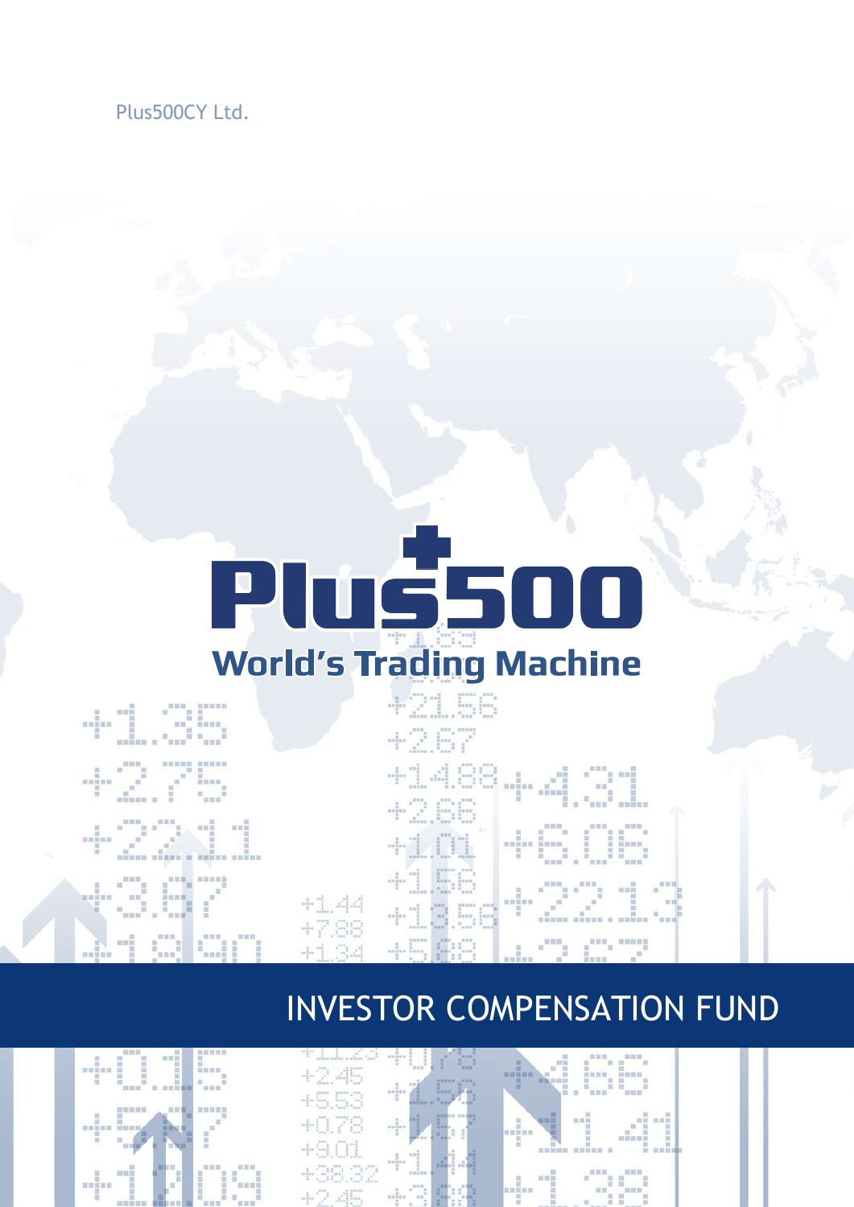Plus500CY Ltd.

Plus500

World's Trading Machine

# INVESTOR COMPENSATION FUND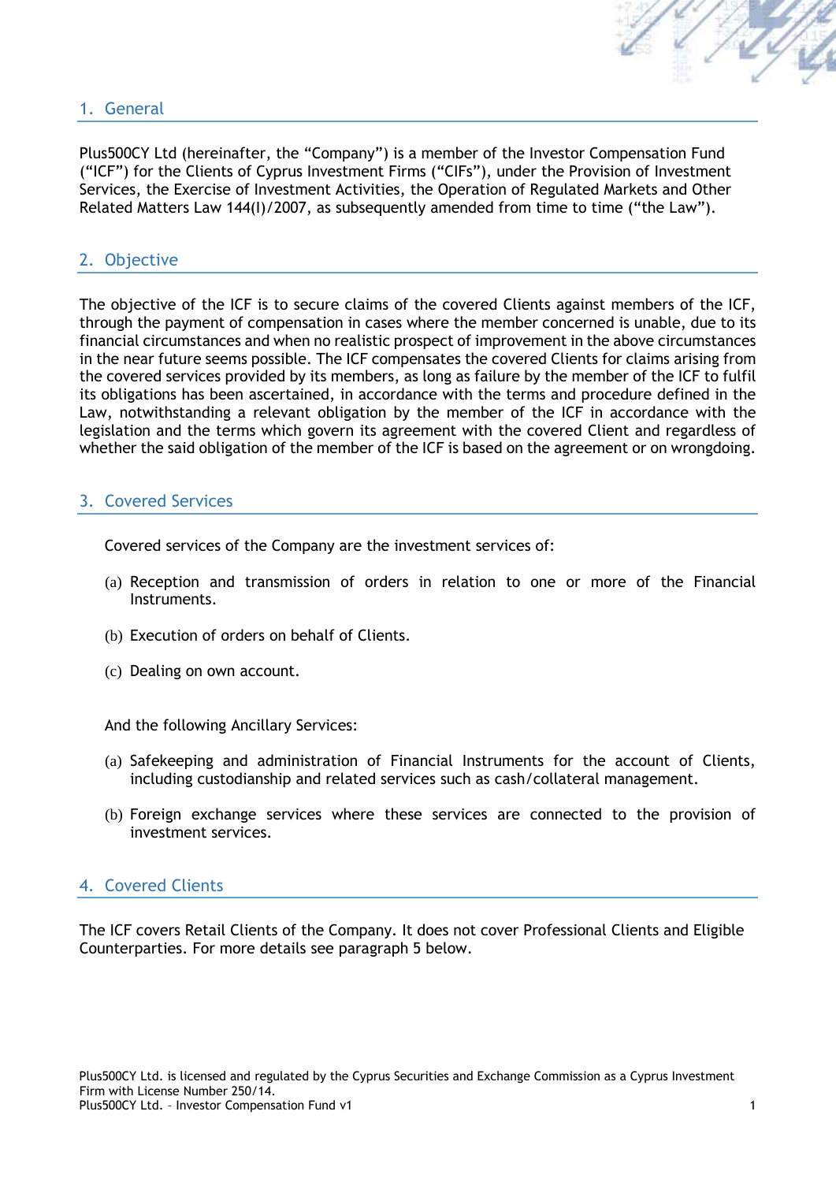## 1. General

Plus500CY Ltd (hereinafter, the "Company") is a member of the Investor Compensation Fund ("ICF") for the Clients of Cyprus Investment Firms ("CIFs"), under the Provision of Investment Services, the Exercise of Investment Activities, the Operation of Regulated Markets and Other Related Matters Law 144(I)/2007, as subsequently amended from time to time ("the Law").

## 2. Objective

The objective of the ICF is to secure claims of the covered Clients against members of the ICF, through the payment of compensation in cases where the member concerned is unable, due to its financial circumstances and when no realistic prospect of improvement in the above circumstances in the near future seems possible. The ICF compensates the covered Clients for claims arising from the covered services provided by its members, as long as failure by the member of the ICF to fulfil its obligations has been ascertained, in accordance with the terms and procedure defined in the Law, notwithstanding a relevant obligation by the member of the ICF in accordance with the legislation and the terms which govern its agreement with the covered Client and regardless of whether the said obligation of the member of the ICF is based on the agreement or on wrongdoing.

## 3. Covered Services

Covered services of the Company are the investment services of:

(a) Reception and transmission of orders in relation to one or more of the Financial Instruments.

(b) Execution of orders on behalf of Clients.

(c) Dealing on own account.

And the following Ancillary Services:

(a) Safekeeping and administration of Financial Instruments for the account of Clients, including custodianship and related services such as cash/collateral management.

(b) Foreign exchange services where these services are connected to the provision of investment services.

## 4. Covered Clients

The ICF covers Retail Clients of the Company. It does not cover Professional Clients and Eligible Counterparties. For more details see paragraph 5 below.

Plus500CY Ltd. is licensed and regulated by the Cyprus Securities and Exchange Commission as a Cyprus Investment Firm with License Number 250/14.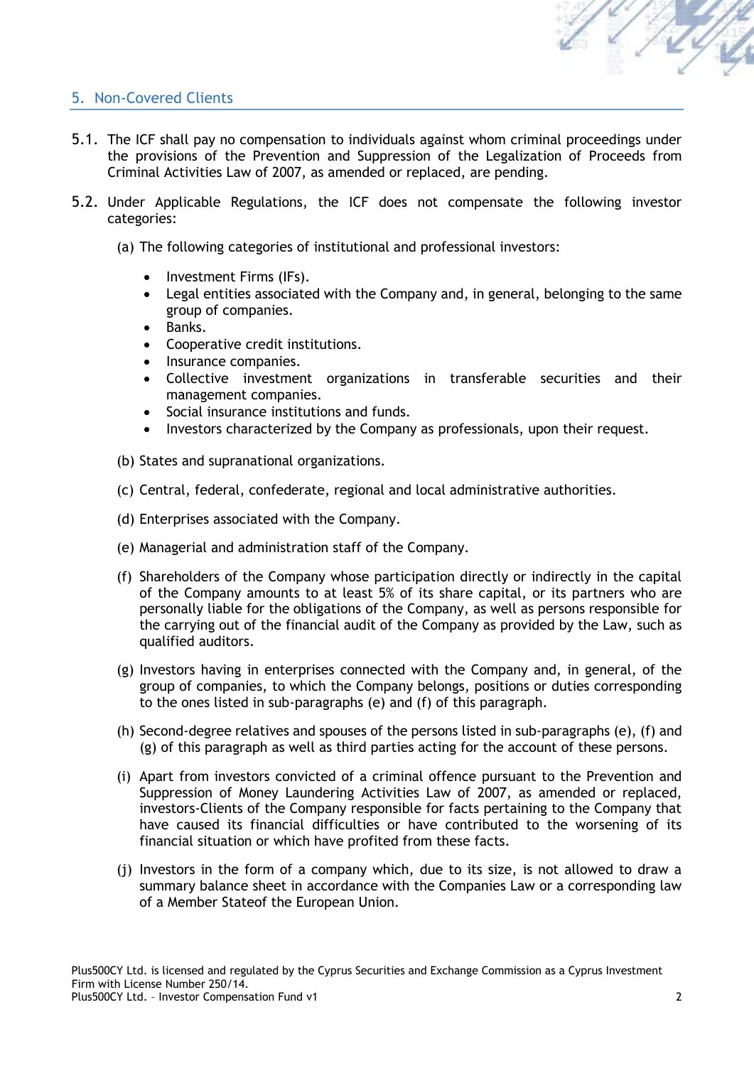## 5. Non-Covered Clients

5.1. The ICF shall pay no compensation to individuals against whom criminal proceedings under the provisions of the Prevention and Suppression of the Legalization of Proceeds from Criminal Activities Law of 2007, as amended or replaced, are pending.

5.2. Under Applicable Regulations, the ICF does not compensate the following investor categories:

(a) The following categories of institutional and professional investors:

- Investment Firms (IFs).
- Legal entities associated with the Company and, in general, belonging to the same group of companies.
- Banks.
- Cooperative credit institutions.
- Insurance companies.
- Collective investment organizations in transferable securities and their management companies.
- Social insurance institutions and funds.
- Investors characterized by the Company as professionals, upon their request.

(b) States and supranational organizations.

(c) Central, federal, confederate, regional and local administrative authorities.

(d) Enterprises associated with the Company.

(e) Managerial and administration staff of the Company.

(f) Shareholders of the Company whose participation directly or indirectly in the capital of the Company amounts to at least 5% of its share capital, or its partners who are personally liable for the obligations of the Company, as well as persons responsible for the carrying out of the financial audit of the Company as provided by the Law, such as qualified auditors.

(g) Investors having in enterprises connected with the Company and, in general, of the group of companies, to which the Company belongs, positions or duties corresponding to the ones listed in sub-paragraphs (e) and (f) of this paragraph.

(h) Second-degree relatives and spouses of the persons listed in sub-paragraphs (e), (f) and (g) of this paragraph as well as third parties acting for the account of these persons.

(i) Apart from investors convicted of a criminal offence pursuant to the Prevention and Suppression of Money Laundering Activities Law of 2007, as amended or replaced, investors-Clients of the Company responsible for facts pertaining to the Company that have caused its financial difficulties or have contributed to the worsening of its financial situation or which have profited from these facts.

(j) Investors in the form of a company which, due to its size, is not allowed to draw a summary balance sheet in accordance with the Companies Law or a corresponding law of a Member Stateof the European Union.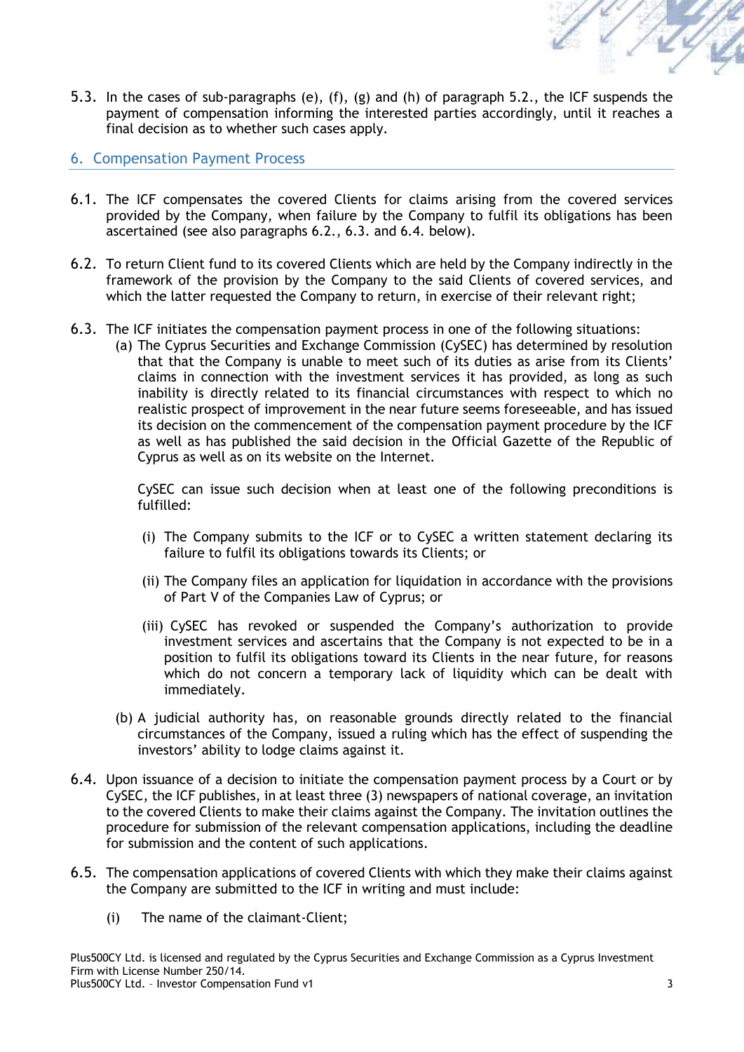5.3. In the cases of sub-paragraphs (e), (f), (g) and (h) of paragraph 5.2., the ICF suspends the payment of compensation informing the interested parties accordingly, until it reaches a final decision as to whether such cases apply.

## 6. Compensation Payment Process

6.1. The ICF compensates the covered Clients for claims arising from the covered services provided by the Company, when failure by the Company to fulfil its obligations has been ascertained (see also paragraphs 6.2., 6.3. and 6.4. below).

6.2. To return Client fund to its covered Clients which are held by the Company indirectly in the framework of the provision by the Company to the said Clients of covered services, and which the latter requested the Company to return, in exercise of their relevant right;

6.3. The ICF initiates the compensation payment process in one of the following situations:

(a) The Cyprus Securities and Exchange Commission (CySEC) has determined by resolution that that the Company is unable to meet such of its duties as arise from its Clients' claims in connection with the investment services it has provided, as long as such inability is directly related to its financial circumstances with respect to which no realistic prospect of improvement in the near future seems foreseeable, and has issued its decision on the commencement of the compensation payment procedure by the ICF as well as has published the said decision in the Official Gazette of the Republic of Cyprus as well as on its website on the Internet.

CySEC can issue such decision when at least one of the following preconditions is fulfilled:

(i) The Company submits to the ICF or to CySEC a written statement declaring its failure to fulfil its obligations towards its Clients; or

(ii) The Company files an application for liquidation in accordance with the provisions of Part V of the Companies Law of Cyprus; or

(iii) CySEC has revoked or suspended the Company's authorization to provide investment services and ascertains that the Company is not expected to be in a position to fulfil its obligations toward its Clients in the near future, for reasons which do not concern a temporary lack of liquidity which can be dealt with immediately.

(b) A judicial authority has, on reasonable grounds directly related to the financial circumstances of the Company, issued a ruling which has the effect of suspending the investors' ability to lodge claims against it.

6.4. Upon issuance of a decision to initiate the compensation payment process by a Court or by CySEC, the ICF publishes, in at least three (3) newspapers of national coverage, an invitation to the covered Clients to make their claims against the Company. The invitation outlines the procedure for submission of the relevant compensation applications, including the deadline for submission and the content of such applications.

6.5. The compensation applications of covered Clients with which they make their claims against the Company are submitted to the ICF in writing and must include:

(i) The name of the claimant-Client;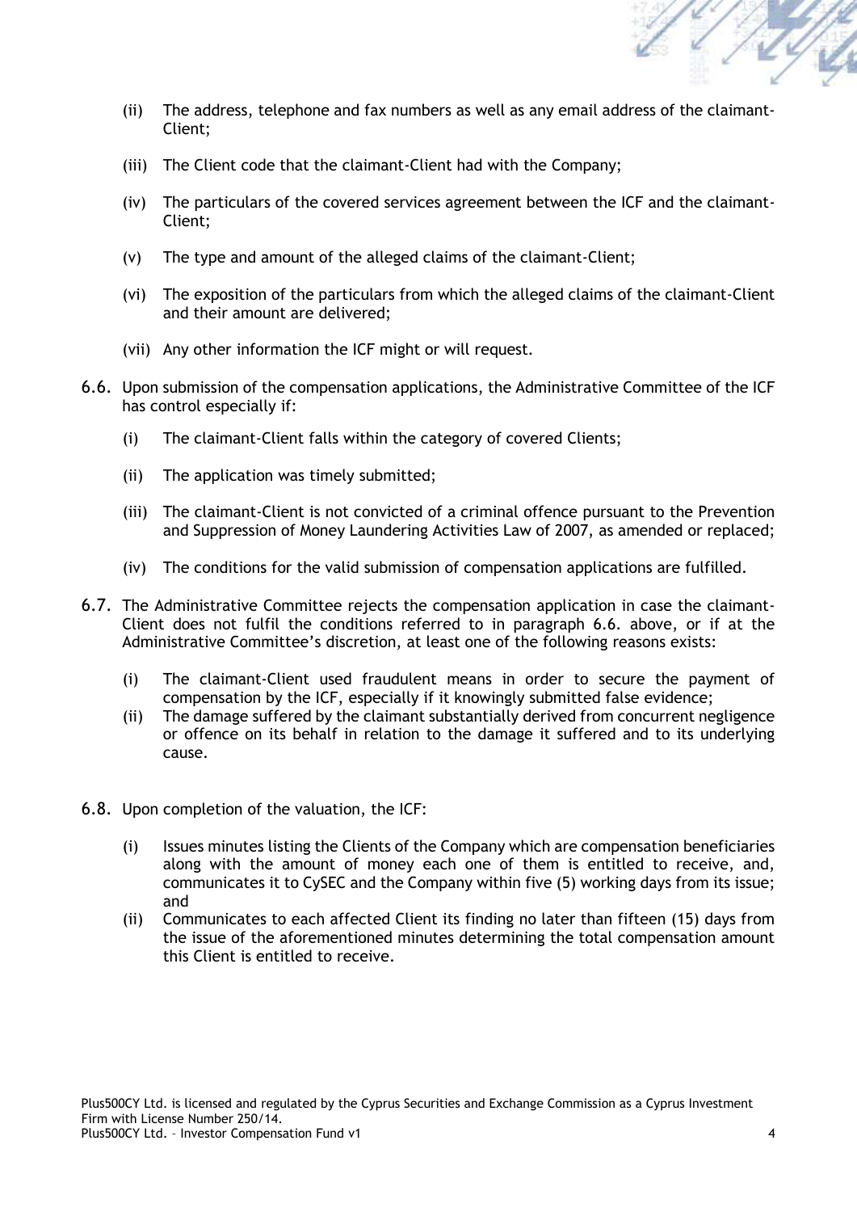(ii) The address, telephone and fax numbers as well as any email address of the claimant-Client;

(iii) The Client code that the claimant-Client had with the Company;

(iv) The particulars of the covered services agreement between the ICF and the claimant-Client;

(v) The type and amount of the alleged claims of the claimant-Client;

(vi) The exposition of the particulars from which the alleged claims of the claimant-Client and their amount are delivered;

(vii) Any other information the ICF might or will request.

6.6. Upon submission of the compensation applications, the Administrative Committee of the ICF has control especially if:

(i) The claimant-Client falls within the category of covered Clients;

(ii) The application was timely submitted;

(iii) The claimant-Client is not convicted of a criminal offence pursuant to the Prevention and Suppression of Money Laundering Activities Law of 2007, as amended or replaced;

(iv) The conditions for the valid submission of compensation applications are fulfilled.

6.7. The Administrative Committee rejects the compensation application in case the claimant-Client does not fulfil the conditions referred to in paragraph 6.6. above, or if at the Administrative Committee's discretion, at least one of the following reasons exists:

(i) The claimant-Client used fraudulent means in order to secure the payment of compensation by the ICF, especially if it knowingly submitted false evidence;

(ii) The damage suffered by the claimant substantially derived from concurrent negligence or offence on its behalf in relation to the damage it suffered and to its underlying cause.

6.8. Upon completion of the valuation, the ICF:

(i) Issues minutes listing the Clients of the Company which are compensation beneficiaries along with the amount of money each one of them is entitled to receive, and, communicates it to CySEC and the Company within five (5) working days from its issue; and

(ii) Communicates to each affected Client its finding no later than fifteen (15) days from the issue of the aforementioned minutes determining the total compensation amount this Client is entitled to receive.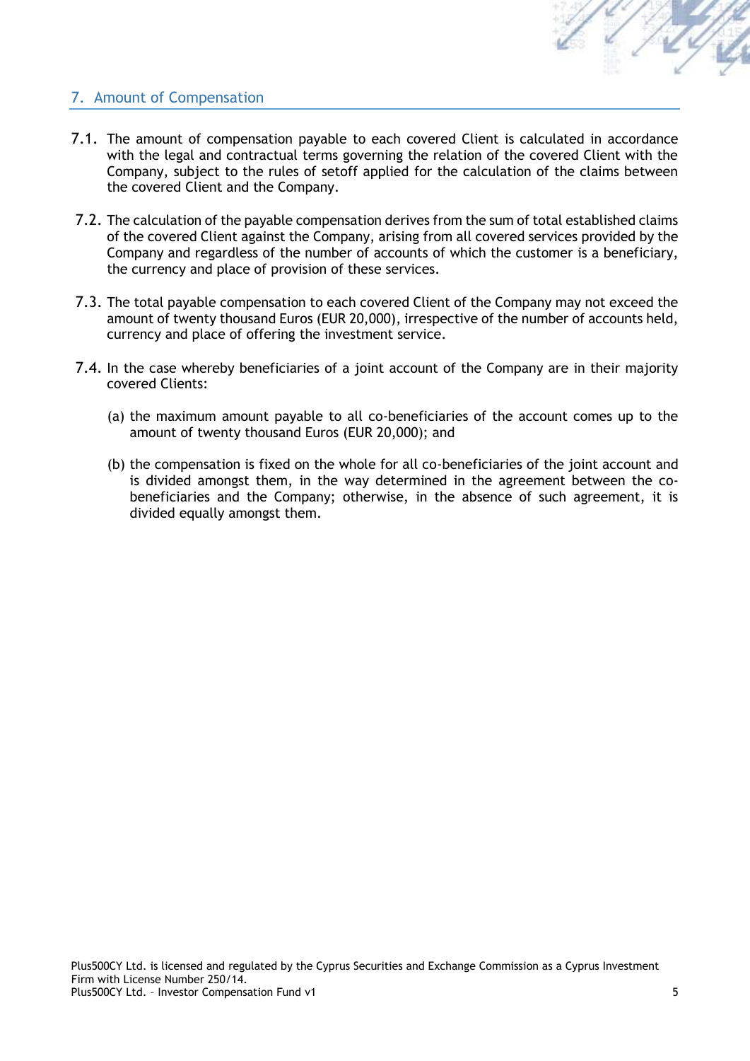## 7. Amount of Compensation

7.1. The amount of compensation payable to each covered Client is calculated in accordance with the legal and contractual terms governing the relation of the covered Client with the Company, subject to the rules of setoff applied for the calculation of the claims between the covered Client and the Company.

7.2. The calculation of the payable compensation derives from the sum of total established claims of the covered Client against the Company, arising from all covered services provided by the Company and regardless of the number of accounts of which the customer is a beneficiary, the currency and place of provision of these services.

7.3. The total payable compensation to each covered Client of the Company may not exceed the amount of twenty thousand Euros (EUR 20,000), irrespective of the number of accounts held, currency and place of offering the investment service.

7.4. In the case whereby beneficiaries of a joint account of the Company are in their majority covered Clients:

(a) the maximum amount payable to all co-beneficiaries of the account comes up to the amount of twenty thousand Euros (EUR 20,000); and

(b) the compensation is fixed on the whole for all co-beneficiaries of the joint account and is divided amongst them, in the way determined in the agreement between the co-beneficiaries and the Company; otherwise, in the absence of such agreement, it is divided equally amongst them.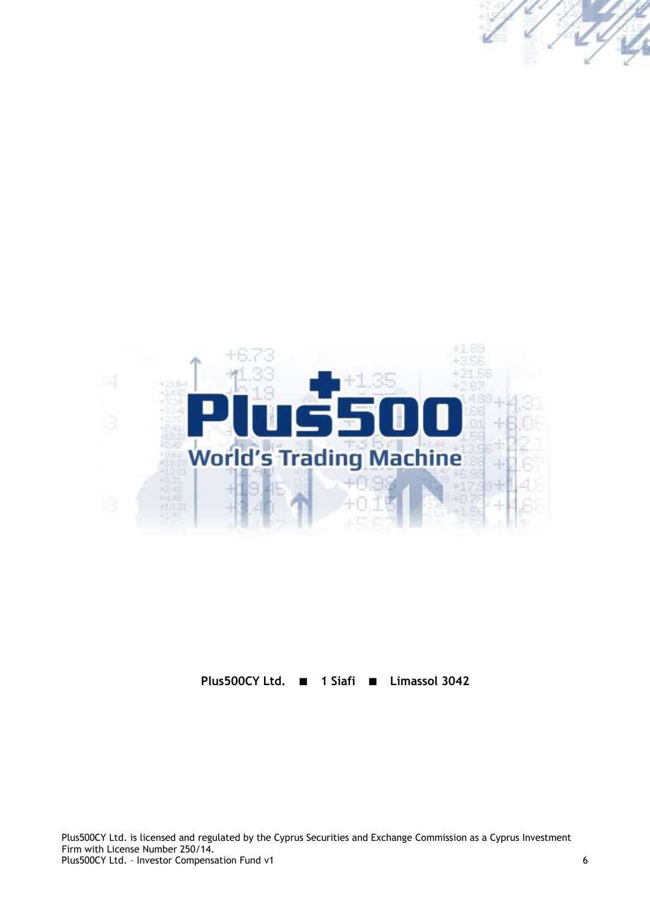**Plus500CY Ltd. ■ 1 Siafi ■ Limassol 3042**

Plus500CY Ltd. is licensed and regulated by the Cyprus Securities and Exchange Commission as a Cyprus Investment Firm with License Number 250/14.